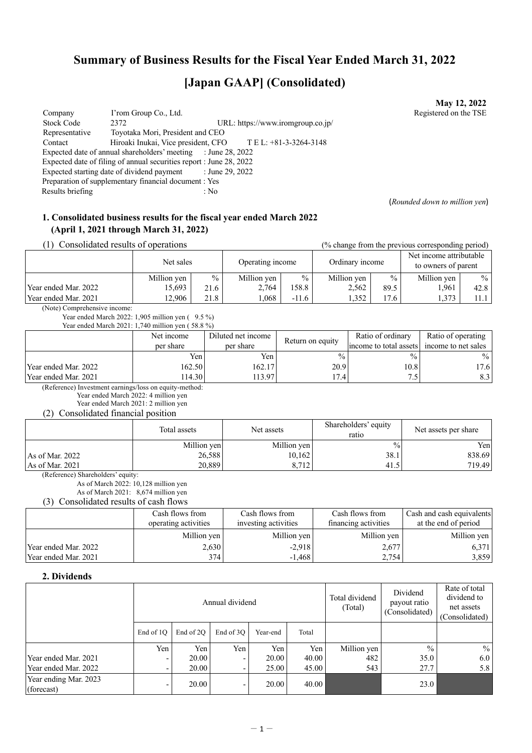# Summary of Business Results for the Fiscal Year Ended March 31, 2022

# [Japan GAAP] (Consolidated)

**May 12, 2022**

Registered on the TSE

Company: I'rom Group Co., Ltd.
Stock Code: 2372 URL: https://www.iromgroup.co.jp/
Representative: Toyotaka Mori, President and CEO
Contact: Hiroaki Inukai, Vice president, CFO TEL: +81-3-3264-3148
Expected date of annual shareholders' meeting : June 28, 2022
Expected date of filing of annual securities report : June 28, 2022
Expected starting date of dividend payment : June 29, 2022
Preparation of supplementary financial document : Yes
Results briefing : No

(*Rounded down to million yen*)

### 1. Consolidated business results for the fiscal year ended March 2022 (April 1, 2021 through March 31, 2022)

(1) Consolidated results of operations (% change from the previous corresponding period)

| | Net sales | | Operating income | | Ordinary income | | Net income attributable to owners of parent | |
|---|---|---|---|---|---|---|---|---|
| | Million yen | % | Million yen | % | Million yen | % | Million yen | % |
| Year ended Mar. 2022 | 15,693 | 21.6 | 2,764 | 158.8 | 2,562 | 89.5 | 1,961 | 42.8 |
| Year ended Mar. 2021 | 12,906 | 21.8 | 1,068 | -11.6 | 1,352 | 17.6 | 1,373 | 11.1 |

(Note) Comprehensive income:
Year ended March 2022: 1,905 million yen ( 9.5 %)
Year ended March 2021: 1,740 million yen ( 58.8 %)

| | Net income per share | Diluted net income per share | Return on equity | Ratio of ordinary income to total assets | Ratio of operating income to net sales |
|---|---|---|---|---|---|
| | Yen | Yen | % | % | % |
| Year ended Mar. 2022 | 162.50 | 162.17 | 20.9 | 10.8 | 17.6 |
| Year ended Mar. 2021 | 114.30 | 113.97 | 17.4 | 7.5 | 8.3 |

(Reference) Investment earnings/loss on equity-method:
Year ended March 2022: 4 million yen
Year ended March 2021: 2 million yen

(2) Consolidated financial position

| | Total assets | Net assets | Shareholders' equity ratio | Net assets per share |
|---|---|---|---|---|
| | Million yen | Million yen | % | Yen |
| As of Mar. 2022 | 26,588 | 10,162 | 38.1 | 838.69 |
| As of Mar. 2021 | 20,889 | 8,712 | 41.5 | 719.49 |

(Reference) Shareholders' equity:
As of March 2022: 10,128 million yen
As of March 2021: 8,674 million yen

(3) Consolidated results of cash flows

| | Cash flows from operating activities | Cash flows from investing activities | Cash flows from financing activities | Cash and cash equivalents at the end of period |
|---|---|---|---|---|
| | Million yen | Million yen | Million yen | Million yen |
| Year ended Mar. 2022 | 2,630 | -2,918 | 2,677 | 6,371 |
| Year ended Mar. 2021 | 374 | -1,468 | 2,754 | 3,859 |

### 2. Dividends

| | Annual dividend | | | | | Total dividend (Total) | Dividend payout ratio (Consolidated) | Rate of total dividend to net assets (Consolidated) |
|---|---|---|---|---|---|---|---|---|
| | End of 1Q | End of 2Q | End of 3Q | Year-end | Total | | | |
| | Yen | Yen | Yen | Yen | Yen | Million yen | % | % |
| Year ended Mar. 2021 | - | 20.00 | - | 20.00 | 40.00 | 482 | 35.0 | 6.0 |
| Year ended Mar. 2022 | - | 20.00 | - | 25.00 | 45.00 | 543 | 27.7 | 5.8 |
| Year ending Mar. 2023 (forecast) | - | 20.00 | - | 20.00 | 40.00 | | 23.0 | |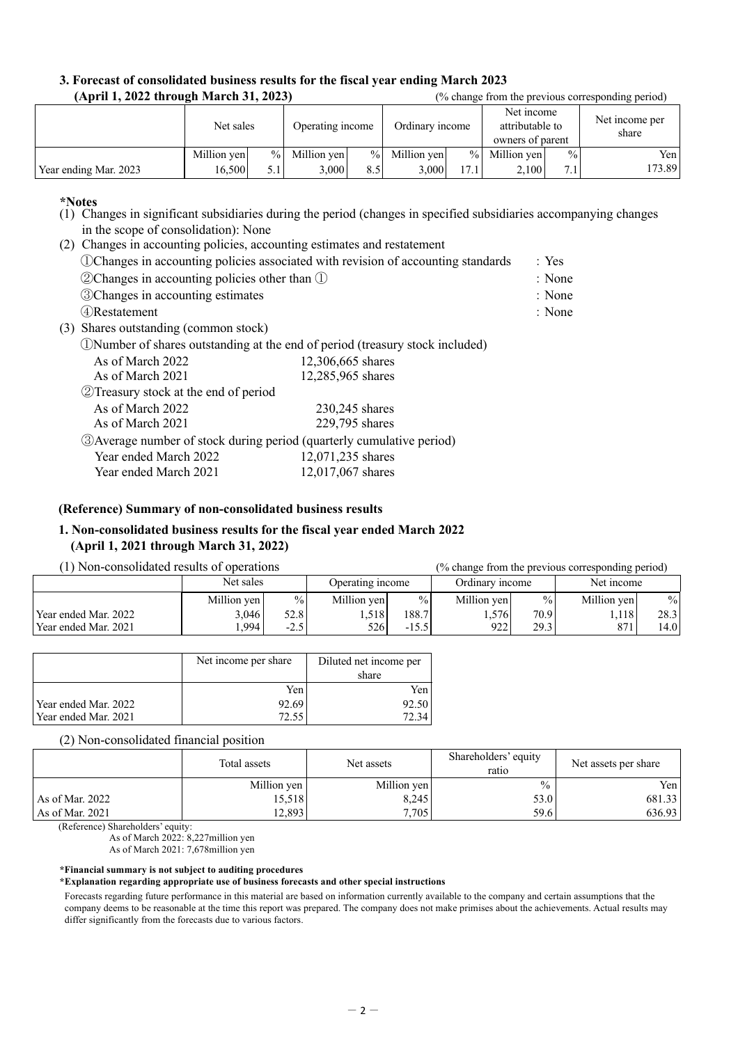### 3. Forecast of consolidated business results for the fiscal year ending March 2023
### (April 1, 2022 through March 31, 2023)

(% change from the previous corresponding period)

| | Net sales | | Operating income | | Ordinary income | | Net income attributable to owners of parent | | Net income per share |
|---|---|---|---|---|---|---|---|---|---|
| | Million yen | % | Million yen | % | Million yen | % | Million yen | % | Yen |
| Year ending Mar. 2023 | 16,500 | 5.1 | 3,000 | 8.5 | 3,000 | 17.1 | 2,100 | 7.1 | 173.89 |

**\*Notes**

(1) Changes in significant subsidiaries during the period (changes in specified subsidiaries accompanying changes in the scope of consolidation): None

(2) Changes in accounting policies, accounting estimates and restatement

①Changes in accounting policies associated with revision of accounting standards : Yes

②Changes in accounting policies other than ① : None

③Changes in accounting estimates : None

④Restatement : None

(3) Shares outstanding (common stock)

①Number of shares outstanding at the end of period (treasury stock included)

As of March 2022 12,306,665 shares

As of March 2021 12,285,965 shares

②Treasury stock at the end of period

As of March 2022 230,245 shares

As of March 2021 229,795 shares

③Average number of stock during period (quarterly cumulative period)

Year ended March 2022 12,071,235 shares

Year ended March 2021 12,017,067 shares

### (Reference) Summary of non-consolidated business results

### 1. Non-consolidated business results for the fiscal year ended March 2022
### (April 1, 2021 through March 31, 2022)

(1) Non-consolidated results of operations (% change from the previous corresponding period)

| | Net sales | | Operating income | | Ordinary income | | Net income | |
|---|---|---|---|---|---|---|---|---|
| | Million yen | % | Million yen | % | Million yen | % | Million yen | % |
| Year ended Mar. 2022 | 3,046 | 52.8 | 1,518 | 188.7 | 1,576 | 70.9 | 1,118 | 28.3 |
| Year ended Mar. 2021 | 1,994 | -2.5 | 526 | -15.5 | 922 | 29.3 | 871 | 14.0 |

| | Net income per share | Diluted net income per share |
|---|---|---|
| | Yen | Yen |
| Year ended Mar. 2022 | 92.69 | 92.50 |
| Year ended Mar. 2021 | 72.55 | 72.34 |

(2) Non-consolidated financial position

| | Total assets | Net assets | Shareholders' equity ratio | Net assets per share |
|---|---|---|---|---|
| | Million yen | Million yen | % | Yen |
| As of Mar. 2022 | 15,518 | 8,245 | 53.0 | 681.33 |
| As of Mar. 2021 | 12,893 | 7,705 | 59.6 | 636.93 |

(Reference) Shareholders' equity:
As of March 2022: 8,227million yen
As of March 2021: 7,678million yen

**\*Financial summary is not subject to auditing procedures**

**\*Explanation regarding appropriate use of business forecasts and other special instructions**

Forecasts regarding future performance in this material are based on information currently available to the company and certain assumptions that the company deems to be reasonable at the time this report was prepared. The company does not make primises about the achievements. Actual results may differ significantly from the forecasts due to various factors.